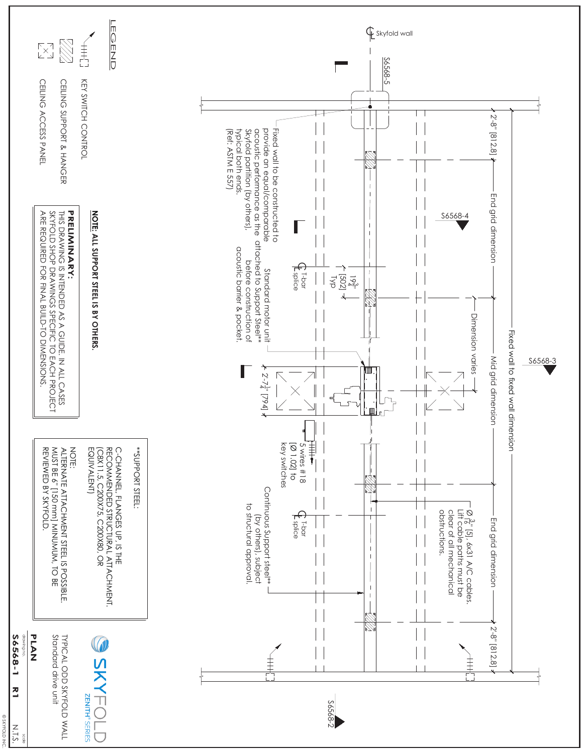# PLAN

TYPICAL ODD SKYFOLD WALL
Standard drive unit

SKYFOLD ZENITH® SERIES

drawing no. **S6568-1 R1**
scale N.T.S.

© SKYFOLD INC.

## LEGEND

- KEY SWITCH CONTROL
- CEILING SUPPORT & HANGER
- CEILING ACCESS PANEL

**NOTE: ALL SUPPORT STEEL IS BY OTHERS.**

**PRELIMINARY:**
THIS DRAWING IS INTENDED AS A GUIDE. IN ALL CASES SKYFOLD SHOP DRAWINGS SPECIFIC TO EACH PROJECT ARE REQUIRED FOR FINAL BUILD-TO DIMENSIONS.

**SUPPORT STEEL:

C-CHANNEL, FLANGES UP, IS THE RECOMMENDED STRUCTURAL ATTACHMENT. (C8X11.5, C200X75, C200X80, OR EQUIVALENT)

NOTE:
ALTERNATE ATTACHMENT STEEL IS POSSIBLE. MUST BE 6" [150 mm] MINUMUM, TO BE REVIEWED BY SKYFOLD.

## Drawing annotations

- ℄ Skyfold wall
- S6568-5
- S6568-4
- S6568-3
- S6568-2
- Fixed wall to fixed wall dimension
- 2'-8" [812.8]
- End grid dimension
- Mid grid dimension
- End grid dimension
- 2'-8" [812.8]
- Dimension varies
- $19\frac{3}{4}$" [502] Typ
- $2'-7\frac{1}{4}$" [794]
- ℄ T-bar splice
- ℄ T-bar splice
- Fixed wall to be constructed to provide an equal/comparable acoustic performance as the attached Skyfold partition (by others), typical both ends. (Ref: ASTM E 557)
- Standard motor unit attached to Support Steel** before construction of acoustic barrier & pocket.
- 5 wires #18 [Ø 1.02] to key switches
- Ø $\frac{3}{16}$" [5], 6x31 A/C cables. Lift cable paths must be clear of all mechanical obstructions.
- Continuous Support steel** (by others), subject to structural approval.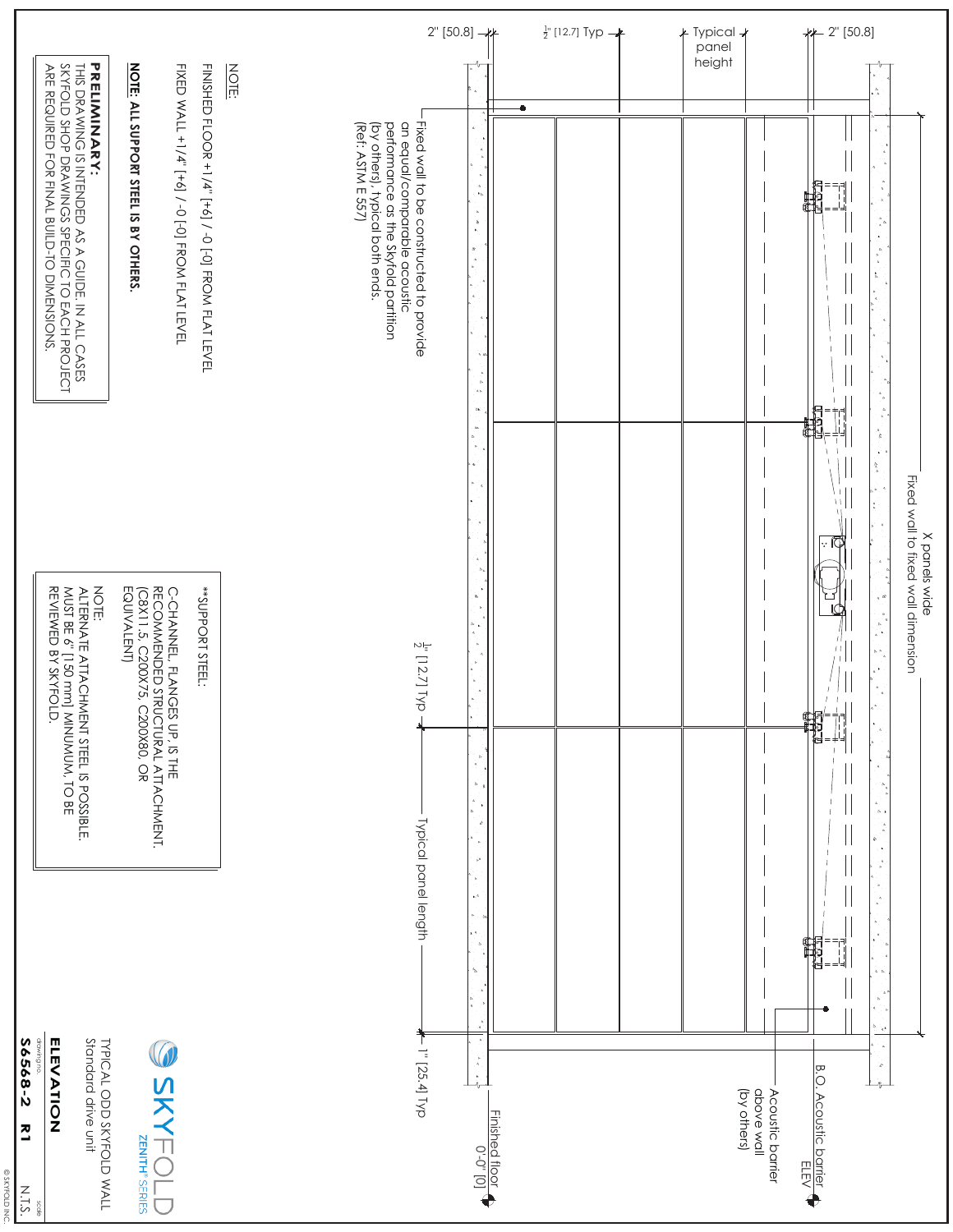NOTE:

FINISHED FLOOR +1/4" [+6] / -0 [-0] FROM FLAT LEVEL

FIXED WALL +1/4" [+6] / -0 [-0] FROM FLAT LEVEL

**NOTE: ALL SUPPORT STEEL IS BY OTHERS.**

**PRELIMINARY:**
THIS DRAWING IS INTENDED AS A GUIDE. IN ALL CASES SKYFOLD SHOP DRAWINGS SPECIFIC TO EACH PROJECT ARE REQUIRED FOR FINAL BUILD-TO DIMENSIONS.

**SUPPORT STEEL:

C-CHANNEL, FLANGES UP, IS THE RECOMMENDED STRUCTURAL ATTACHMENT. (C8X11.5, C200X75, C200X80, OR EQUIVALENT)

NOTE:
ALTERNATE ATTACHMENT STEEL IS POSSIBLE. MUST BE 6" [150 mm] MINUMUM, TO BE REVIEWED BY SKYFOLD.

Fixed wall to be constructed to provide an equal/comparable acoustic performance as the Skyfold partition (by others), typical both ends. (Ref: ASTM E 557)

2" [50.8]

$\frac{1}{2}$" [12.7] Typ

Typical panel height

2" [50.8]

X panels wide
Fixed wall to fixed wall dimension

$\frac{1}{2}$" [12.7] Typ

Typical panel length

1" [25.4] Typ

Finished floor
0'-0" [0]

B.O. Acoustic barrier ELEV

Acoustic barrier above wall (by others)

SKYFOLD
ZENITH® SERIES

TYPICAL ODD SKYFOLD WALL
Standard drive unit

ELEVATION

drawing no.
S6568-2 R1

scale
N.T.S.

© SKYFOLD INC.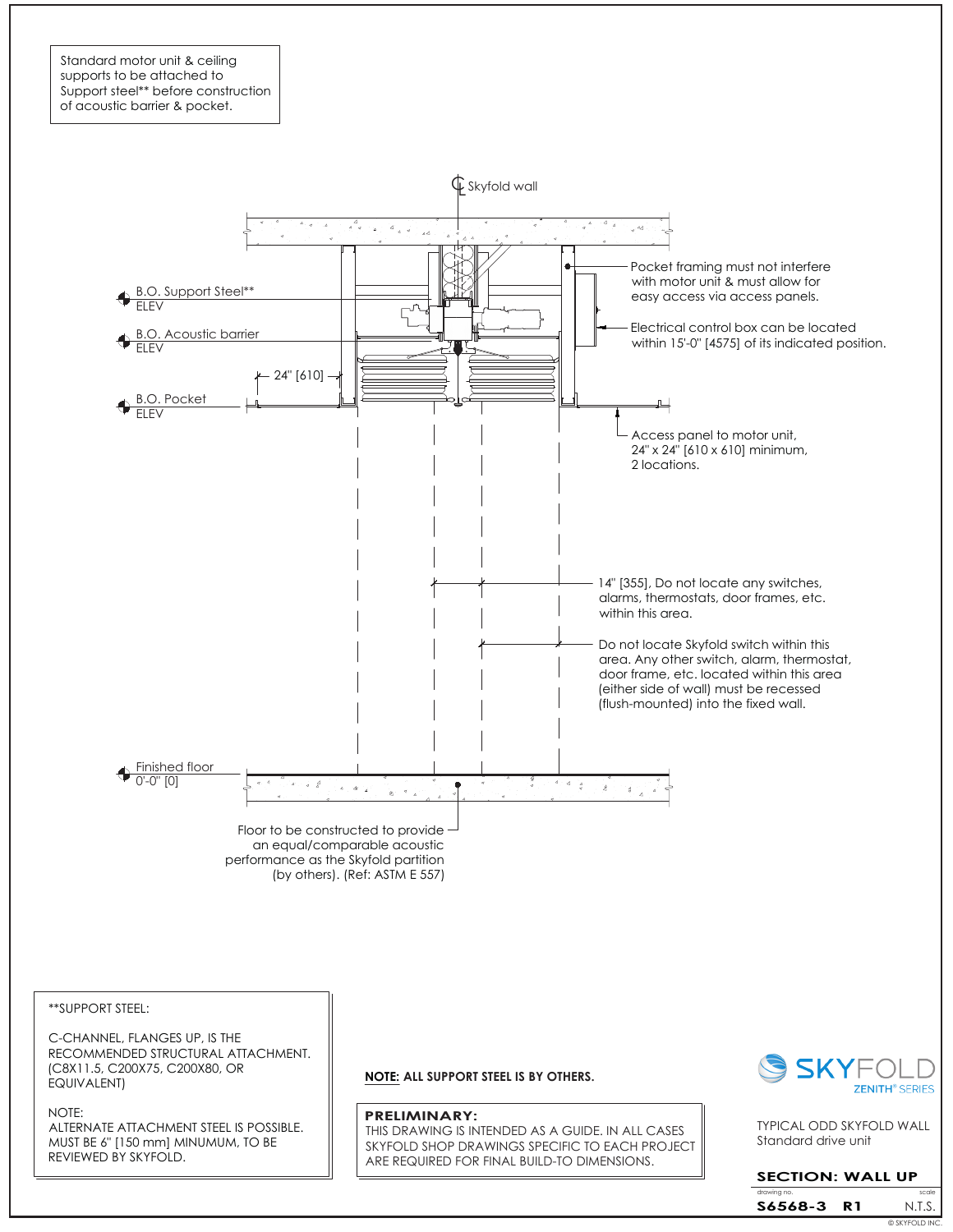Standard motor unit & ceiling supports to be attached to Support steel** before construction of acoustic barrier & pocket.

Skyfold wall

B.O. Support Steel**
ELEV

B.O. Acoustic barrier
ELEV

24" [610]

B.O. Pocket
ELEV

Pocket framing must not interfere with motor unit & must allow for easy access via access panels.

Electrical control box can be located within 15'-0" [4575] of its indicated position.

Access panel to motor unit, 24" x 24" [610 x 610] minimum, 2 locations.

14" [355], Do not locate any switches, alarms, thermostats, door frames, etc. within this area.

Do not locate Skyfold switch within this area. Any other switch, alarm, thermostat, door frame, etc. located within this area (either side of wall) must be recessed (flush-mounted) into the fixed wall.

Finished floor
0'-0" [0]

Floor to be constructed to provide an equal/comparable acoustic performance as the Skyfold partition (by others). (Ref: ASTM E 557)

**SUPPORT STEEL:

C-CHANNEL, FLANGES UP, IS THE RECOMMENDED STRUCTURAL ATTACHMENT. (C8X11.5, C200X75, C200X80, OR EQUIVALENT)

NOTE:
ALTERNATE ATTACHMENT STEEL IS POSSIBLE. MUST BE 6" [150 mm] MINUMUM, TO BE REVIEWED BY SKYFOLD.

**NOTE:** ALL SUPPORT STEEL IS BY OTHERS.

**PRELIMINARY:**
THIS DRAWING IS INTENDED AS A GUIDE. IN ALL CASES SKYFOLD SHOP DRAWINGS SPECIFIC TO EACH PROJECT ARE REQUIRED FOR FINAL BUILD-TO DIMENSIONS.

SKYFOLD
ZENITH® SERIES

TYPICAL ODD SKYFOLD WALL
Standard drive unit

**SECTION: WALL UP**

drawing no. **S6568-3 R1**
scale N.T.S.

© SKYFOLD INC.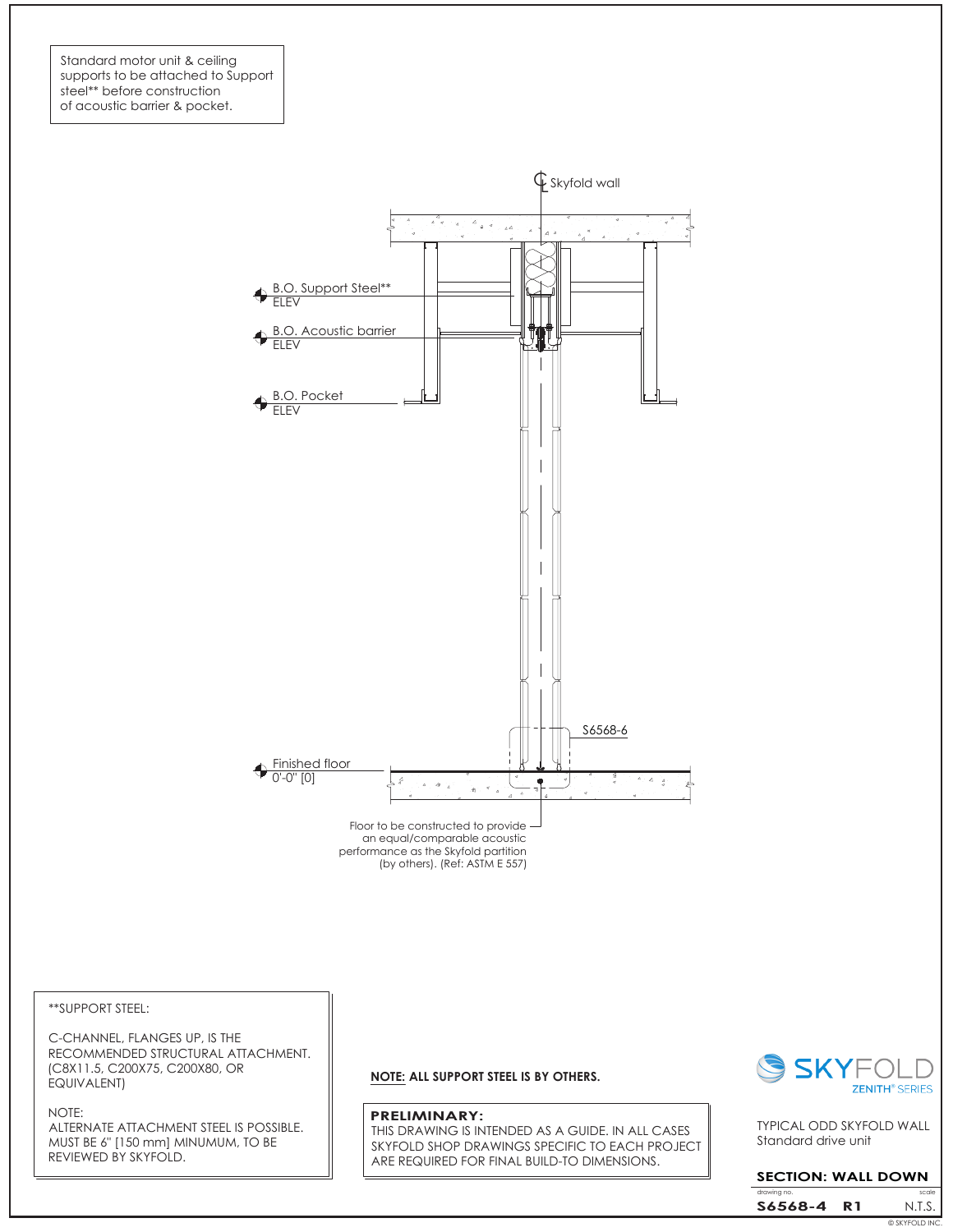Standard motor unit & ceiling supports to be attached to Support steel** before construction of acoustic barrier & pocket.

℄ Skyfold wall

B.O. Support Steel**
ELEV

B.O. Acoustic barrier
ELEV

B.O. Pocket
ELEV

S6568-6

Finished floor
0'-0" [0]

Floor to be constructed to provide an equal/comparable acoustic performance as the Skyfold partition (by others). (Ref: ASTM E 557)

**SUPPORT STEEL:

C-CHANNEL, FLANGES UP, IS THE RECOMMENDED STRUCTURAL ATTACHMENT. (C8X11.5, C200X75, C200X80, OR EQUIVALENT)

NOTE:
ALTERNATE ATTACHMENT STEEL IS POSSIBLE. MUST BE 6" [150 mm] MINUMUM, TO BE REVIEWED BY SKYFOLD.

**NOTE: ALL SUPPORT STEEL IS BY OTHERS.**

**PRELIMINARY:**
THIS DRAWING IS INTENDED AS A GUIDE. IN ALL CASES SKYFOLD SHOP DRAWINGS SPECIFIC TO EACH PROJECT ARE REQUIRED FOR FINAL BUILD-TO DIMENSIONS.

SKYFOLD
ZENITH® SERIES

TYPICAL ODD SKYFOLD WALL
Standard drive unit

**SECTION: WALL DOWN**

| drawing no. | | scale |
|---|---|---|
| **S6568-4** | **R1** | N.T.S. |

© SKYFOLD INC.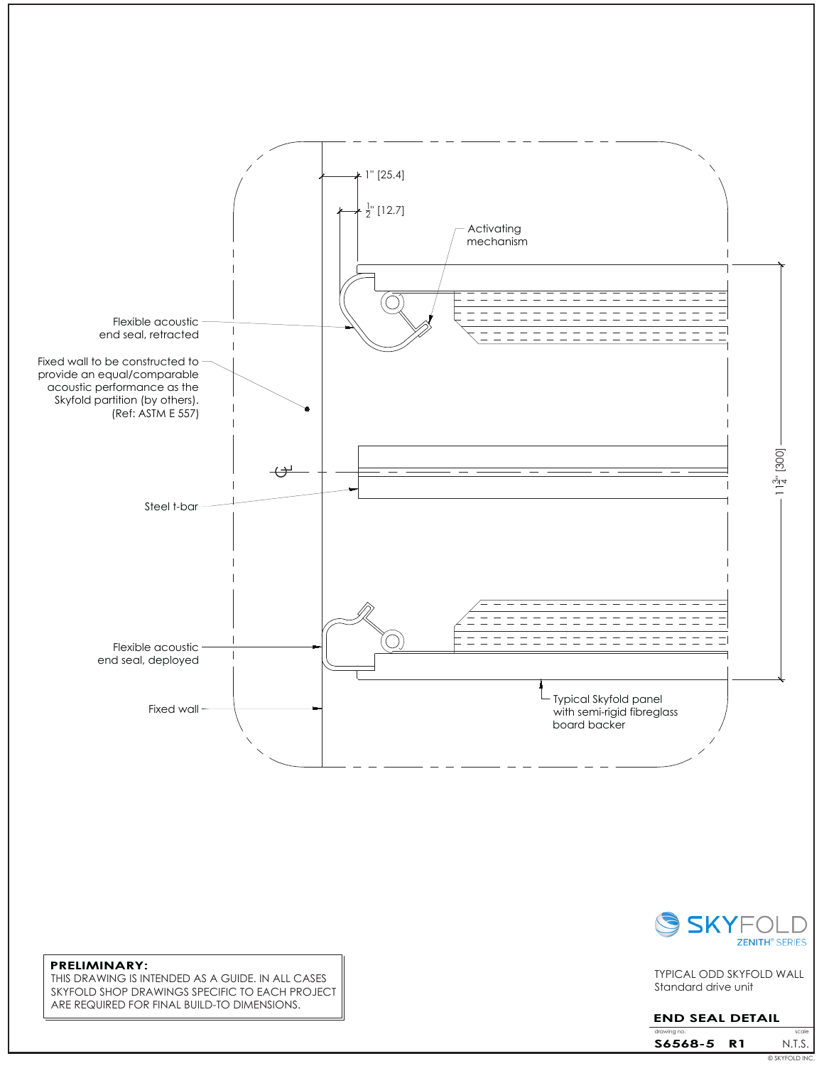1" [25.4]

$\frac{1}{2}$" [12.7]

Activating mechanism

Flexible acoustic end seal, retracted

Fixed wall to be constructed to provide an equal/comparable acoustic performance as the Skyfold partition (by others). (Ref: ASTM E 557)

Steel t-bar

$11\frac{3}{4}$" [300]

Flexible acoustic end seal, deployed

Fixed wall

Typical Skyfold panel with semi-rigid fibreglass board backer

**PRELIMINARY:**
THIS DRAWING IS INTENDED AS A GUIDE. IN ALL CASES SKYFOLD SHOP DRAWINGS SPECIFIC TO EACH PROJECT ARE REQUIRED FOR FINAL BUILD-TO DIMENSIONS.

SKYFOLD
ZENITH® SERIES

TYPICAL ODD SKYFOLD WALL
Standard drive unit

**END SEAL DETAIL**

| drawing no. | | scale |
|---|---|---|
| **S6568-5** | **R1** | N.T.S. |

© SKYFOLD INC.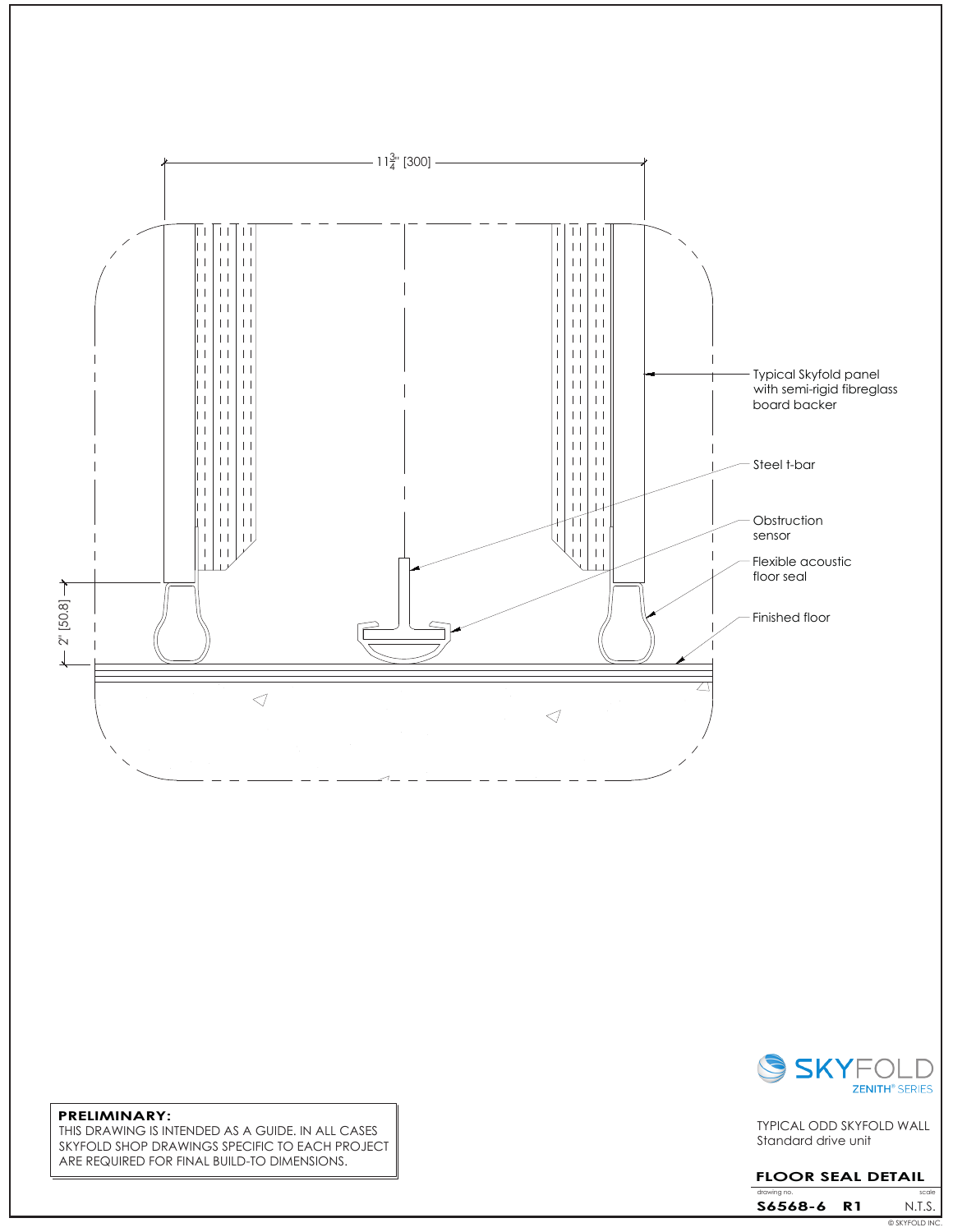11 3/4" [300]

2" [50.8]

Typical Skyfold panel with semi-rigid fibreglass board backer

Steel t-bar

Obstruction sensor

Flexible acoustic floor seal

Finished floor

**PRELIMINARY:**
THIS DRAWING IS INTENDED AS A GUIDE. IN ALL CASES SKYFOLD SHOP DRAWINGS SPECIFIC TO EACH PROJECT ARE REQUIRED FOR FINAL BUILD-TO DIMENSIONS.

SKYFOLD
ZENITH® SERIES

TYPICAL ODD SKYFOLD WALL
Standard drive unit

**FLOOR SEAL DETAIL**

drawing no. **S6568-6** **R1**

scale N.T.S.

© SKYFOLD INC.